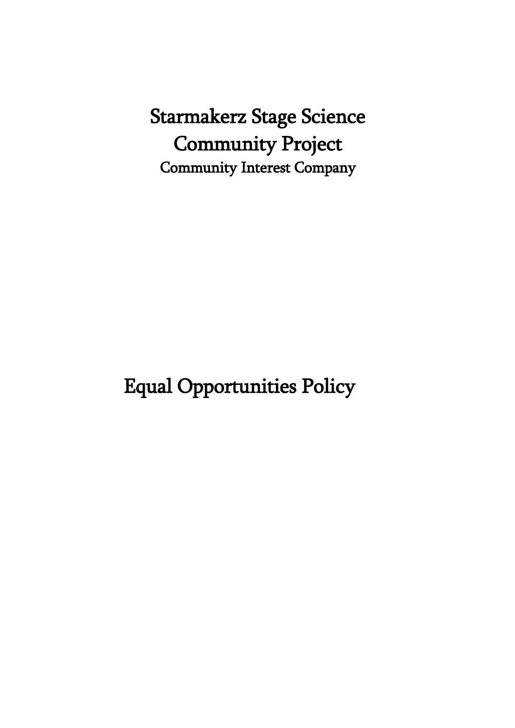# Starmakerz Stage Science Community Project

## Community Interest Company

# Equal Opportunities Policy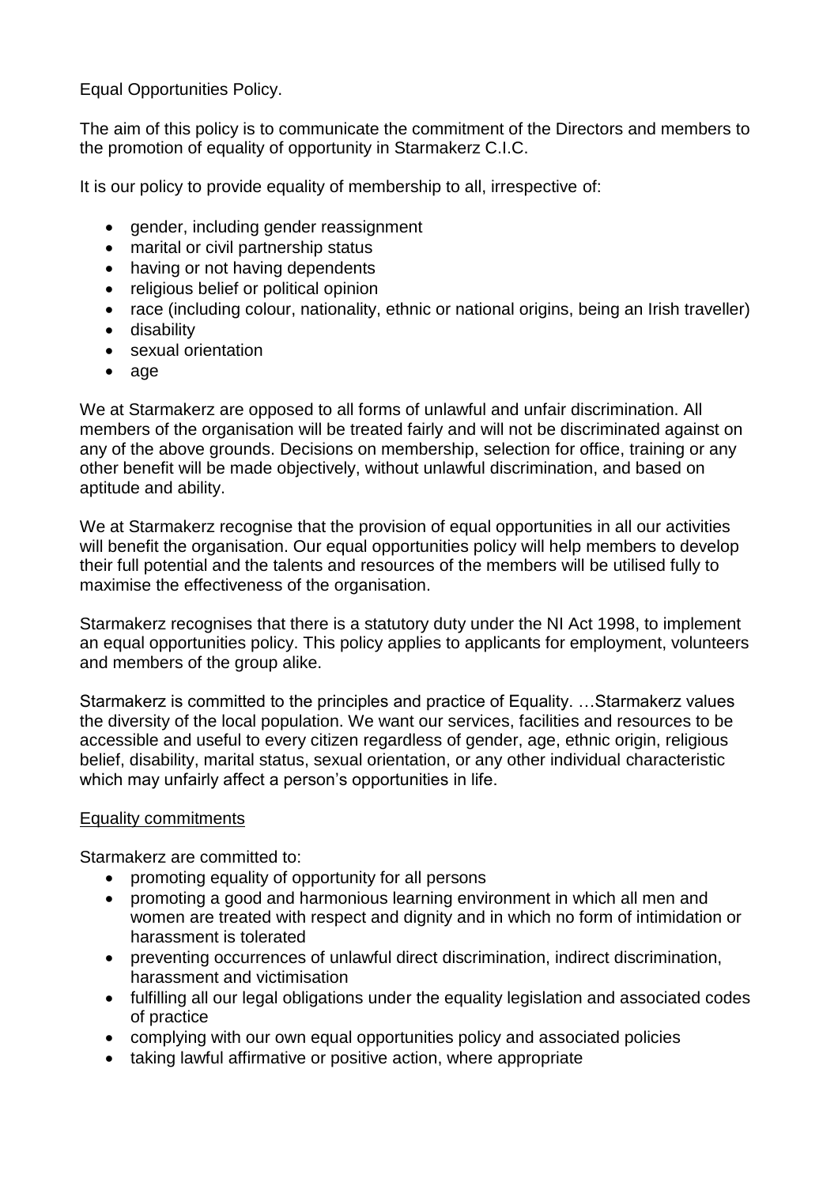Equal Opportunities Policy.

The aim of this policy is to communicate the commitment of the Directors and members to the promotion of equality of opportunity in Starmakerz C.I.C.

It is our policy to provide equality of membership to all, irrespective of:

- gender, including gender reassignment
- marital or civil partnership status
- having or not having dependents
- religious belief or political opinion
- race (including colour, nationality, ethnic or national origins, being an Irish traveller)
- disability
- sexual orientation
- age

We at Starmakerz are opposed to all forms of unlawful and unfair discrimination. All members of the organisation will be treated fairly and will not be discriminated against on any of the above grounds. Decisions on membership, selection for office, training or any other benefit will be made objectively, without unlawful discrimination, and based on aptitude and ability.

We at Starmakerz recognise that the provision of equal opportunities in all our activities will benefit the organisation. Our equal opportunities policy will help members to develop their full potential and the talents and resources of the members will be utilised fully to maximise the effectiveness of the organisation.

Starmakerz recognises that there is a statutory duty under the NI Act 1998, to implement an equal opportunities policy. This policy applies to applicants for employment, volunteers and members of the group alike.

Starmakerz is committed to the principles and practice of Equality. …Starmakerz values the diversity of the local population. We want our services, facilities and resources to be accessible and useful to every citizen regardless of gender, age, ethnic origin, religious belief, disability, marital status, sexual orientation, or any other individual characteristic which may unfairly affect a person's opportunities in life.

<u>Equality commitments</u>

Starmakerz are committed to:

- promoting equality of opportunity for all persons
- promoting a good and harmonious learning environment in which all men and women are treated with respect and dignity and in which no form of intimidation or harassment is tolerated
- preventing occurrences of unlawful direct discrimination, indirect discrimination, harassment and victimisation
- fulfilling all our legal obligations under the equality legislation and associated codes of practice
- complying with our own equal opportunities policy and associated policies
- taking lawful affirmative or positive action, where appropriate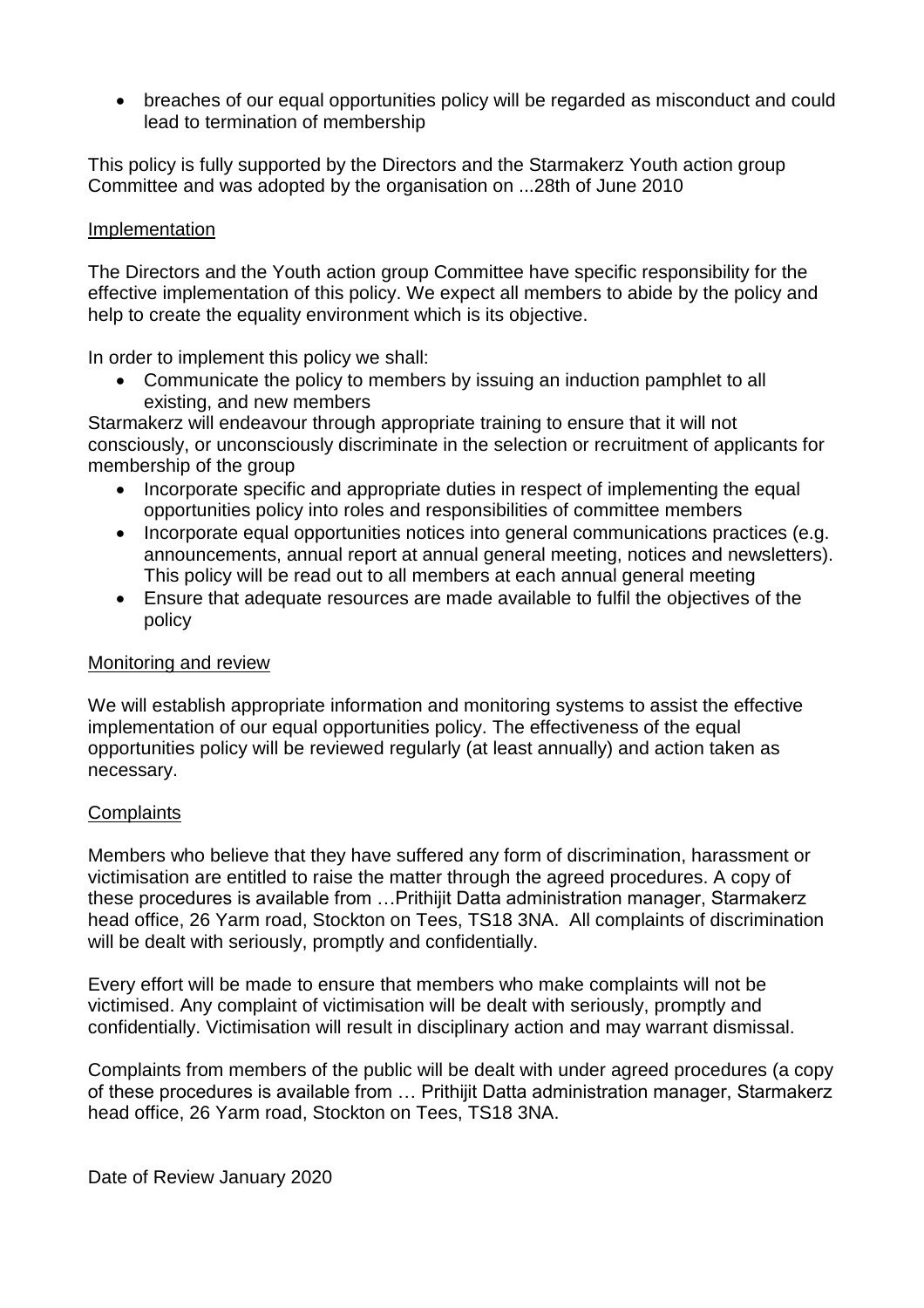- breaches of our equal opportunities policy will be regarded as misconduct and could lead to termination of membership

This policy is fully supported by the Directors and the Starmakerz Youth action group Committee and was adopted by the organisation on ...28th of June 2010

## Implementation

The Directors and the Youth action group Committee have specific responsibility for the effective implementation of this policy. We expect all members to abide by the policy and help to create the equality environment which is its objective.

In order to implement this policy we shall:

- Communicate the policy to members by issuing an induction pamphlet to all existing, and new members

Starmakerz will endeavour through appropriate training to ensure that it will not consciously, or unconsciously discriminate in the selection or recruitment of applicants for membership of the group

- Incorporate specific and appropriate duties in respect of implementing the equal opportunities policy into roles and responsibilities of committee members
- Incorporate equal opportunities notices into general communications practices (e.g. announcements, annual report at annual general meeting, notices and newsletters). This policy will be read out to all members at each annual general meeting
- Ensure that adequate resources are made available to fulfil the objectives of the policy

## Monitoring and review

We will establish appropriate information and monitoring systems to assist the effective implementation of our equal opportunities policy. The effectiveness of the equal opportunities policy will be reviewed regularly (at least annually) and action taken as necessary.

## Complaints

Members who believe that they have suffered any form of discrimination, harassment or victimisation are entitled to raise the matter through the agreed procedures. A copy of these procedures is available from …Prithijit Datta administration manager, Starmakerz head office, 26 Yarm road, Stockton on Tees, TS18 3NA. All complaints of discrimination will be dealt with seriously, promptly and confidentially.

Every effort will be made to ensure that members who make complaints will not be victimised. Any complaint of victimisation will be dealt with seriously, promptly and confidentially. Victimisation will result in disciplinary action and may warrant dismissal.

Complaints from members of the public will be dealt with under agreed procedures (a copy of these procedures is available from … Prithijit Datta administration manager, Starmakerz head office, 26 Yarm road, Stockton on Tees, TS18 3NA.

Date of Review January 2020